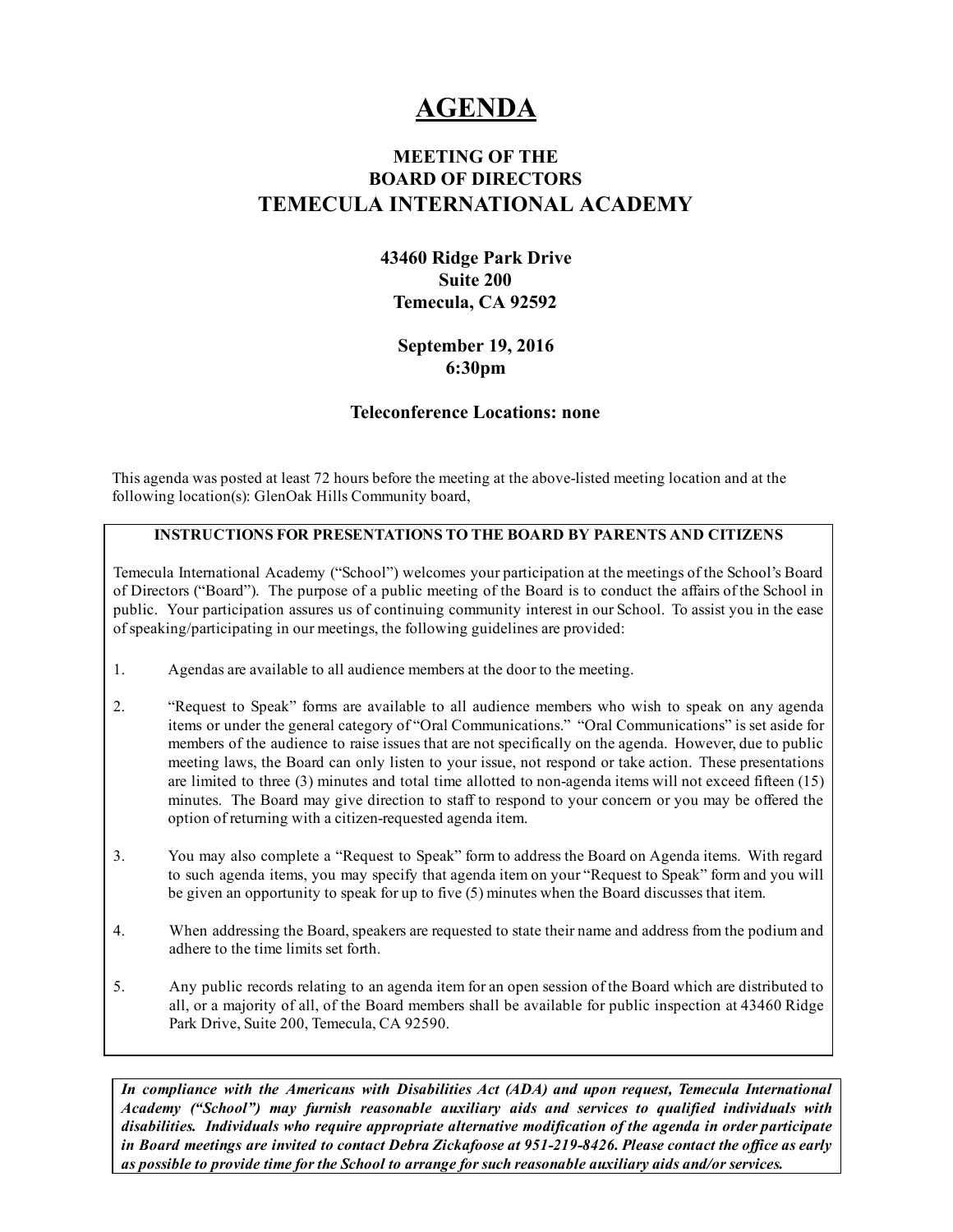# AGENDA

## MEETING OF THE BOARD OF DIRECTORS

## TEMECULA INTERNATIONAL ACADEMY

**43460 Ridge Park Drive**
**Suite 200**
**Temecula, CA 92592**

**September 19, 2016**
**6:30pm**

**Teleconference Locations: none**

This agenda was posted at least 72 hours before the meeting at the above-listed meeting location and at the following location(s): GlenOak Hills Community board,

**INSTRUCTIONS FOR PRESENTATIONS TO THE BOARD BY PARENTS AND CITIZENS**

Temecula International Academy ("School") welcomes your participation at the meetings of the School's Board of Directors ("Board"). The purpose of a public meeting of the Board is to conduct the affairs of the School in public. Your participation assures us of continuing community interest in our School. To assist you in the ease of speaking/participating in our meetings, the following guidelines are provided:

1. Agendas are available to all audience members at the door to the meeting.
2. "Request to Speak" forms are available to all audience members who wish to speak on any agenda items or under the general category of "Oral Communications." "Oral Communications" is set aside for members of the audience to raise issues that are not specifically on the agenda. However, due to public meeting laws, the Board can only listen to your issue, not respond or take action. These presentations are limited to three (3) minutes and total time allotted to non-agenda items will not exceed fifteen (15) minutes. The Board may give direction to staff to respond to your concern or you may be offered the option of returning with a citizen-requested agenda item.
3. You may also complete a "Request to Speak" form to address the Board on Agenda items. With regard to such agenda items, you may specify that agenda item on your "Request to Speak" form and you will be given an opportunity to speak for up to five (5) minutes when the Board discusses that item.
4. When addressing the Board, speakers are requested to state their name and address from the podium and adhere to the time limits set forth.
5. Any public records relating to an agenda item for an open session of the Board which are distributed to all, or a majority of all, of the Board members shall be available for public inspection at 43460 Ridge Park Drive, Suite 200, Temecula, CA 92590.

***In compliance with the Americans with Disabilities Act (ADA) and upon request, Temecula International Academy ("School") may furnish reasonable auxiliary aids and services to qualified individuals with disabilities. Individuals who require appropriate alternative modification of the agenda in order participate in Board meetings are invited to contact Debra Zickafoose at 951-219-8426. Please contact the office as early as possible to provide time for the School to arrange for such reasonable auxiliary aids and/or services.***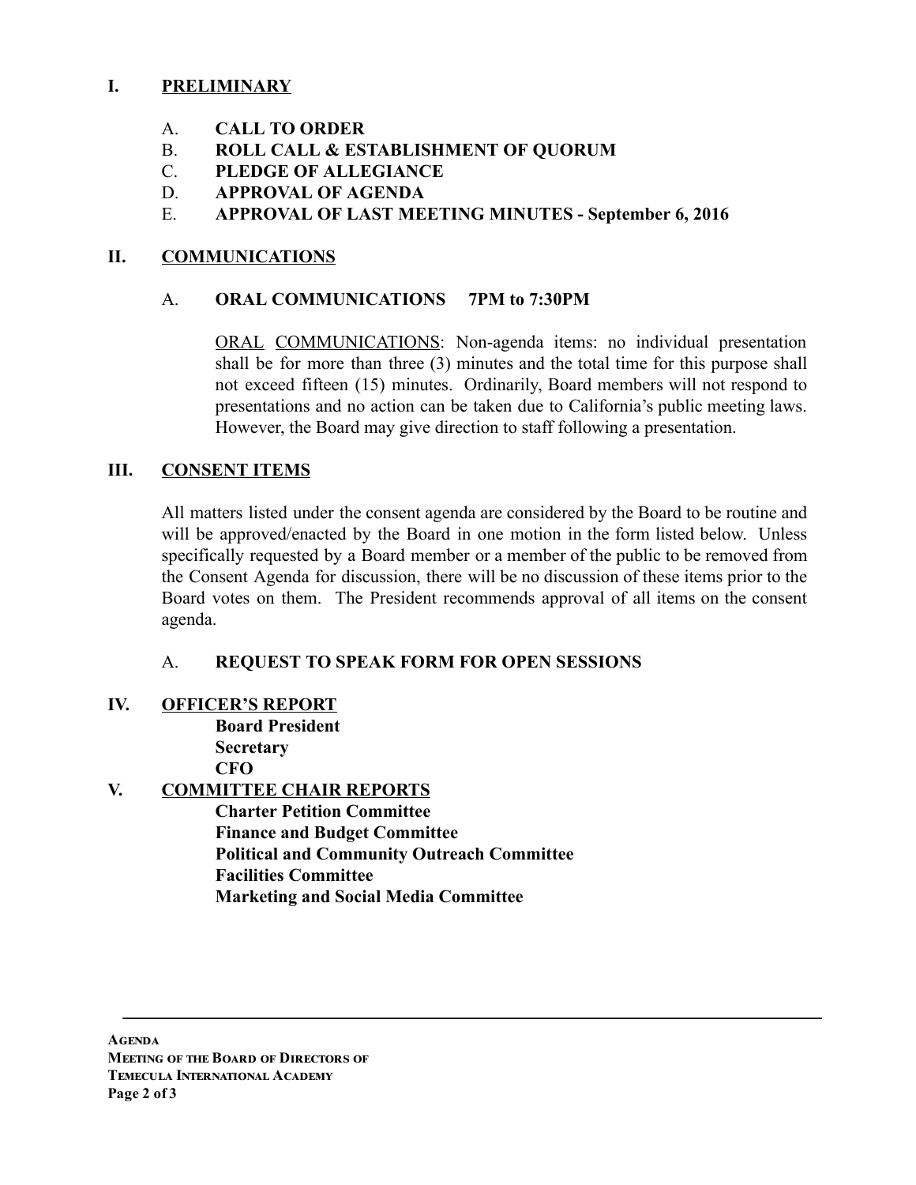## I. PRELIMINARY

A. **CALL TO ORDER**
B. **ROLL CALL & ESTABLISHMENT OF QUORUM**
C. **PLEDGE OF ALLEGIANCE**
D. **APPROVAL OF AGENDA**
E. **APPROVAL OF LAST MEETING MINUTES - September 6, 2016**

## II. COMMUNICATIONS

A. **ORAL COMMUNICATIONS 7PM to 7:30PM**

ORAL COMMUNICATIONS: Non-agenda items: no individual presentation shall be for more than three (3) minutes and the total time for this purpose shall not exceed fifteen (15) minutes. Ordinarily, Board members will not respond to presentations and no action can be taken due to California's public meeting laws. However, the Board may give direction to staff following a presentation.

## III. CONSENT ITEMS

All matters listed under the consent agenda are considered by the Board to be routine and will be approved/enacted by the Board in one motion in the form listed below. Unless specifically requested by a Board member or a member of the public to be removed from the Consent Agenda for discussion, there will be no discussion of these items prior to the Board votes on them. The President recommends approval of all items on the consent agenda.

A. **REQUEST TO SPEAK FORM FOR OPEN SESSIONS**

## IV. OFFICER'S REPORT

**Board President**
**Secretary**
**CFO**

## V. COMMITTEE CHAIR REPORTS

**Charter Petition Committee**
**Finance and Budget Committee**
**Political and Community Outreach Committee**
**Facilities Committee**
**Marketing and Social Media Committee**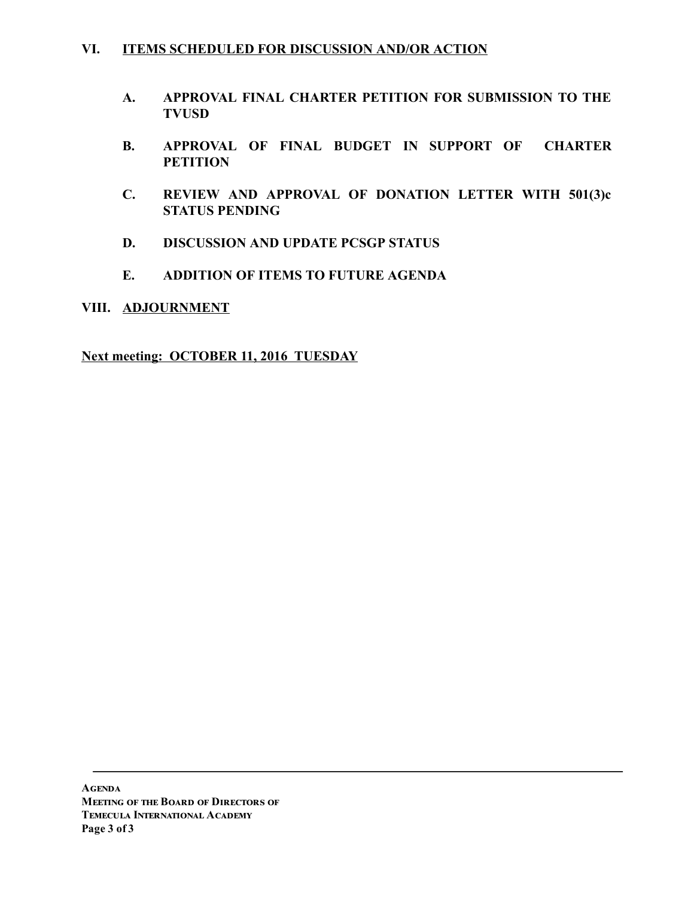## VI. ITEMS SCHEDULED FOR DISCUSSION AND/OR ACTION

- **A. APPROVAL FINAL CHARTER PETITION FOR SUBMISSION TO THE TVUSD**
- **B. APPROVAL OF FINAL BUDGET IN SUPPORT OF CHARTER PETITION**
- **C. REVIEW AND APPROVAL OF DONATION LETTER WITH 501(3)c STATUS PENDING**
- **D. DISCUSSION AND UPDATE PCSGP STATUS**
- **E. ADDITION OF ITEMS TO FUTURE AGENDA**

## VIII. ADJOURNMENT

**Next meeting: OCTOBER 11, 2016 TUESDAY**